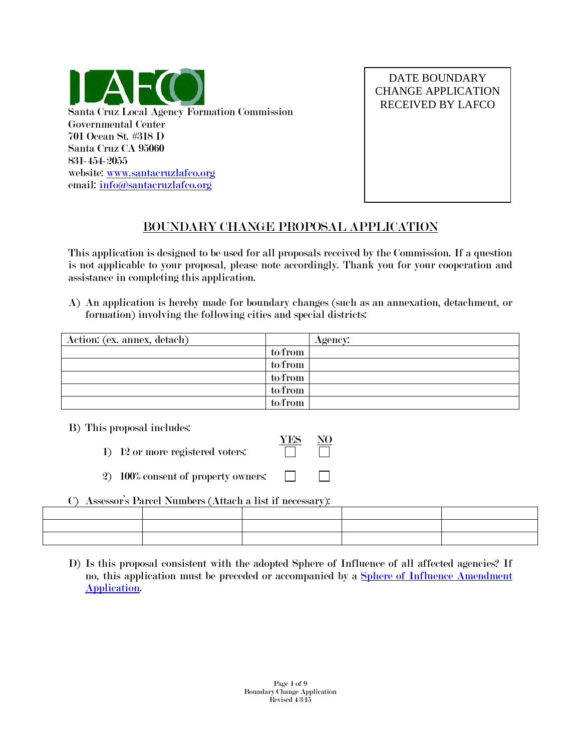LAFCO

Santa Cruz Local Agency Formation Commission
Governmental Center
701 Ocean St. #318 D
Santa Cruz CA 95060
831-454-2055
website: www.santacruzlafco.org
email: info@santacruzlafco.org

| DATE BOUNDARY CHANGE APPLICATION RECEIVED BY LAFCO |
|---|
| |

## BOUNDARY CHANGE PROPOSAL APPLICATION

This application is designed to be used for all proposals received by the Commission. If a question is not applicable to your proposal, please note accordingly. Thank you for your cooperation and assistance in completing this application.

A) An application is hereby made for boundary changes (such as an annexation, detachment, or formation) involving the following cities and special districts:

| Action: (ex. annex, detach) | | Agency: |
|---|---|---|
| | to/from | |
| | to/from | |
| | to/from | |
| | to/from | |
| | to/from | |

B) This proposal includes:

| | YES | NO |
|---|---|---|
| 1) 12 or more registered voters: | ☐ | ☐ |
| 2) 100% consent of property owners: | ☐ | ☐ |

C) Assessor's Parcel Numbers (Attach a list if necessary):

| | | | | |
|---|---|---|---|---|
| | | | | |
| | | | | |
| | | | | |

D) Is this proposal consistent with the adopted Sphere of Influence of all affected agencies? If no, this application must be preceded or accompanied by a Sphere of Influence Amendment Application.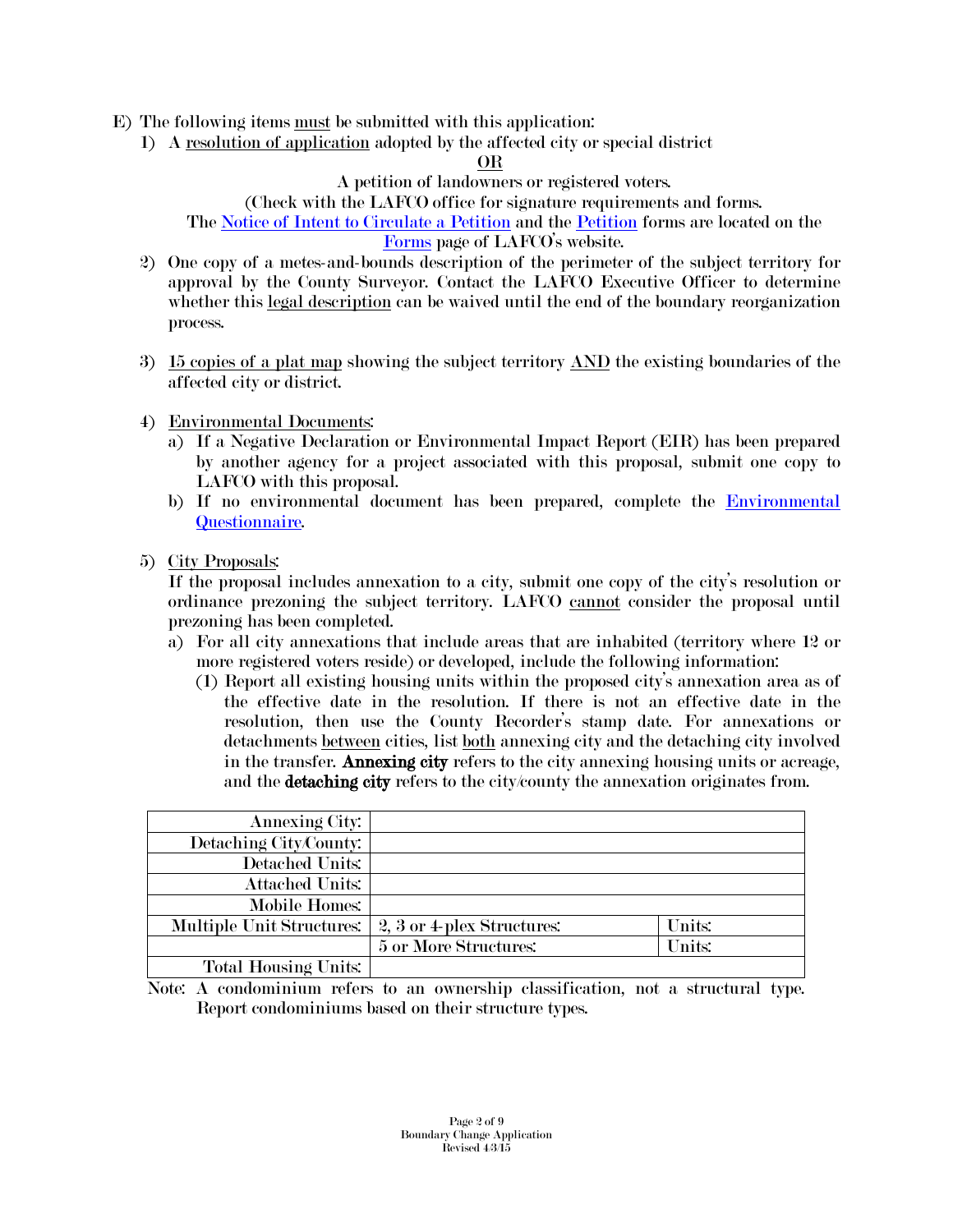E) The following items must be submitted with this application:

1) A resolution of application adopted by the affected city or special district

   OR

   A petition of landowners or registered voters.

   (Check with the LAFCO office for signature requirements and forms. The Notice of Intent to Circulate a Petition and the Petition forms are located on the Forms page of LAFCO's website.

2) One copy of a metes-and-bounds description of the perimeter of the subject territory for approval by the County Surveyor. Contact the LAFCO Executive Officer to determine whether this legal description can be waived until the end of the boundary reorganization process.

3) 15 copies of a plat map showing the subject territory AND the existing boundaries of the affected city or district.

4) Environmental Documents:
   a) If a Negative Declaration or Environmental Impact Report (EIR) has been prepared by another agency for a project associated with this proposal, submit one copy to LAFCO with this proposal.
   b) If no environmental document has been prepared, complete the Environmental Questionnaire.

5) City Proposals:

   If the proposal includes annexation to a city, submit one copy of the city's resolution or ordinance prezoning the subject territory. LAFCO cannot consider the proposal until prezoning has been completed.

   a) For all city annexations that include areas that are inhabited (territory where 12 or more registered voters reside) or developed, include the following information:
      (1) Report all existing housing units within the proposed city's annexation area as of the effective date in the resolution. If there is not an effective date in the resolution, then use the County Recorder's stamp date. For annexations or detachments between cities, list both annexing city and the detaching city involved in the transfer. **Annexing city** refers to the city annexing housing units or acreage, and the **detaching city** refers to the city/county the annexation originates from.

| | | |
|---|---|---|
| Annexing City: | | |
| Detaching City/County: | | |
| Detached Units: | | |
| Attached Units: | | |
| Mobile Homes: | | |
| Multiple Unit Structures: | 2, 3 or 4-plex Structures: | Units: |
| | 5 or More Structures: | Units: |
| Total Housing Units: | | |

Note: A condominium refers to an ownership classification, not a structural type. Report condominiums based on their structure types.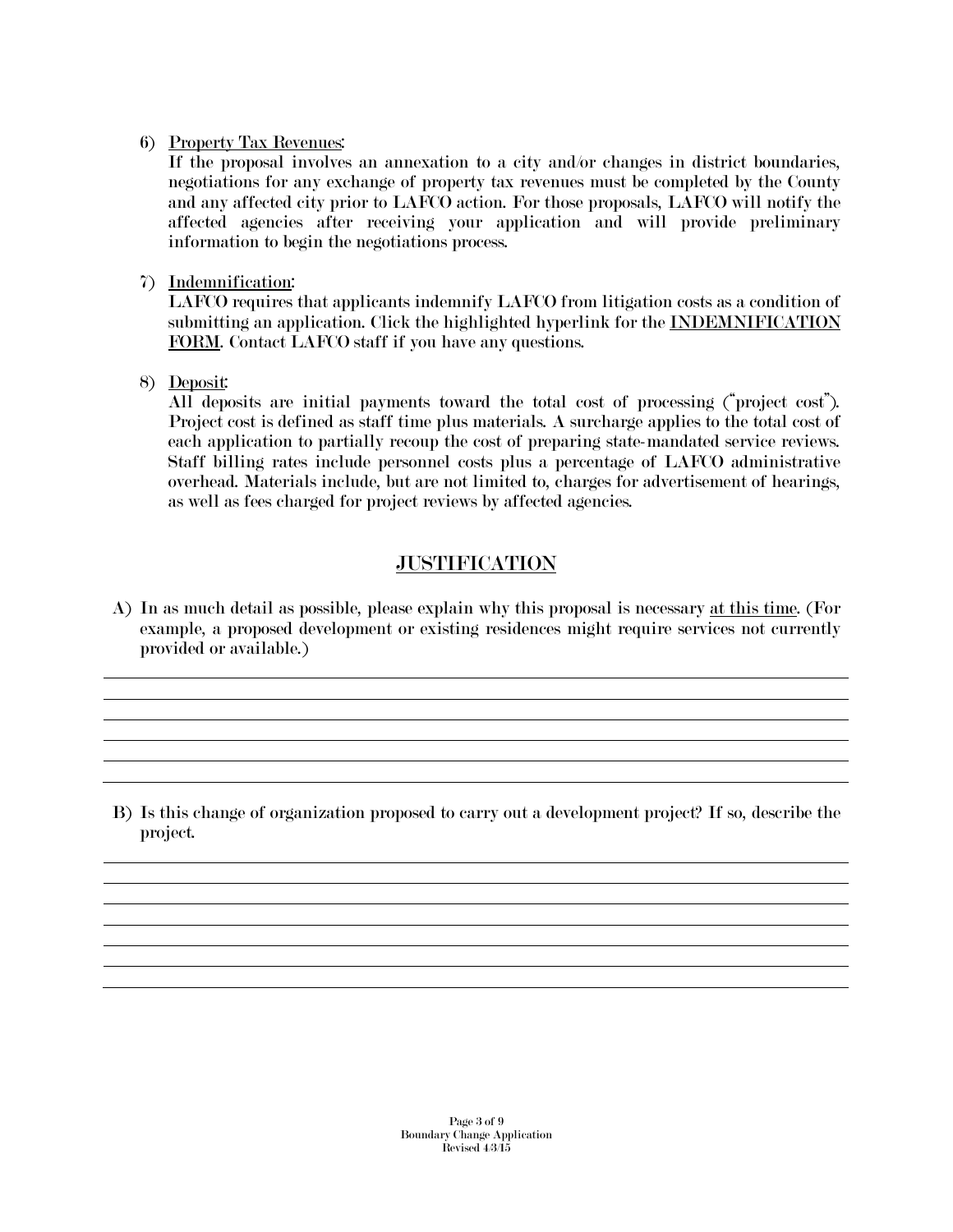6) Property Tax Revenues:
   If the proposal involves an annexation to a city and/or changes in district boundaries, negotiations for any exchange of property tax revenues must be completed by the County and any affected city prior to LAFCO action. For those proposals, LAFCO will notify the affected agencies after receiving your application and will provide preliminary information to begin the negotiations process.

7) Indemnification:
   LAFCO requires that applicants indemnify LAFCO from litigation costs as a condition of submitting an application. Click the highlighted hyperlink for the INDEMNIFICATION FORM. Contact LAFCO staff if you have any questions.

8) Deposit:
   All deposits are initial payments toward the total cost of processing ("project cost"). Project cost is defined as staff time plus materials. A surcharge applies to the total cost of each application to partially recoup the cost of preparing state-mandated service reviews. Staff billing rates include personnel costs plus a percentage of LAFCO administrative overhead. Materials include, but are not limited to, charges for advertisement of hearings, as well as fees charged for project reviews by affected agencies.

## JUSTIFICATION

A) In as much detail as possible, please explain why this proposal is necessary at this time. (For example, a proposed development or existing residences might require services not currently provided or available.)

______________________________________________________________________________

______________________________________________________________________________

______________________________________________________________________________

______________________________________________________________________________

______________________________________________________________________________

B) Is this change of organization proposed to carry out a development project? If so, describe the project.

______________________________________________________________________________

______________________________________________________________________________

______________________________________________________________________________

______________________________________________________________________________

______________________________________________________________________________

______________________________________________________________________________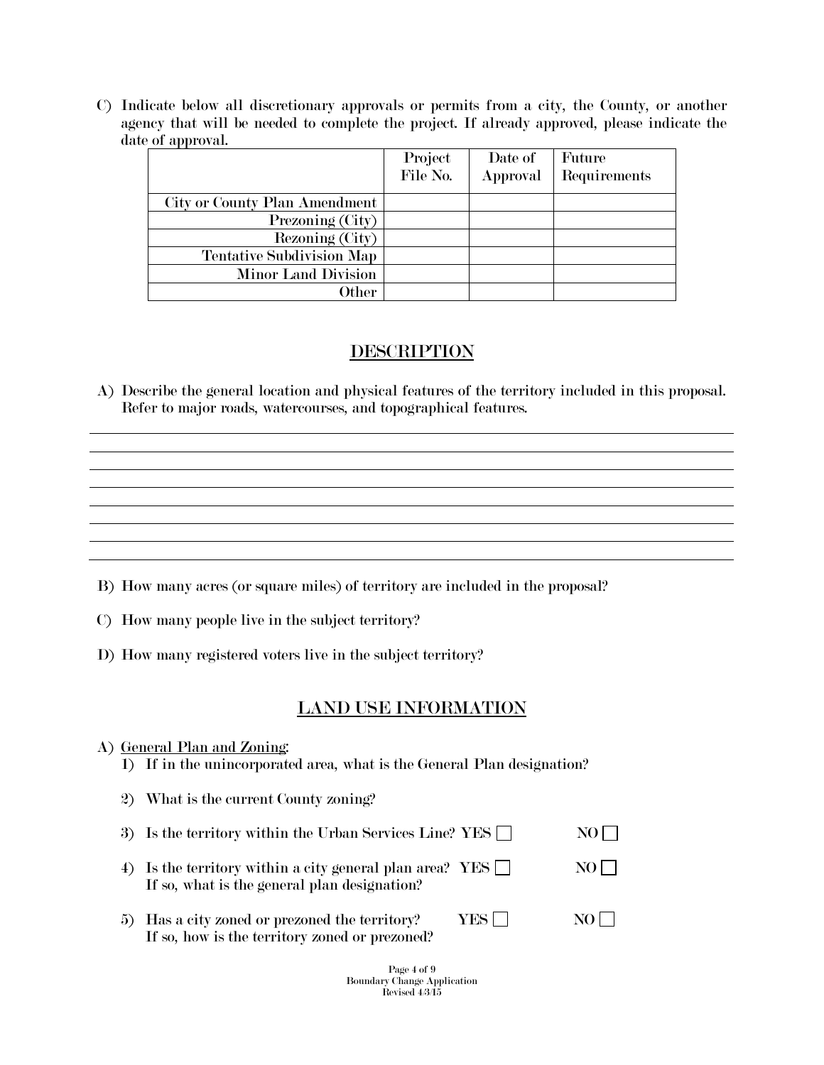C) Indicate below all discretionary approvals or permits from a city, the County, or another agency that will be needed to complete the project. If already approved, please indicate the date of approval.

| | Project File No. | Date of Approval | Future Requirements |
|---|---|---|---|
| City or County Plan Amendment | | | |
| Prezoning (City) | | | |
| Rezoning (City) | | | |
| Tentative Subdivision Map | | | |
| Minor Land Division | | | |
| Other | | | |

## DESCRIPTION

A) Describe the general location and physical features of the territory included in this proposal. Refer to major roads, watercourses, and topographical features.

\_\_\_\_\_\_\_\_\_\_\_\_\_\_\_\_\_\_\_\_\_\_\_\_\_\_\_\_\_\_\_\_\_\_\_\_\_\_\_\_\_\_\_\_\_\_\_\_\_\_\_\_\_\_\_\_\_\_\_\_\_\_\_\_\_\_\_\_\_\_

\_\_\_\_\_\_\_\_\_\_\_\_\_\_\_\_\_\_\_\_\_\_\_\_\_\_\_\_\_\_\_\_\_\_\_\_\_\_\_\_\_\_\_\_\_\_\_\_\_\_\_\_\_\_\_\_\_\_\_\_\_\_\_\_\_\_\_\_\_\_

\_\_\_\_\_\_\_\_\_\_\_\_\_\_\_\_\_\_\_\_\_\_\_\_\_\_\_\_\_\_\_\_\_\_\_\_\_\_\_\_\_\_\_\_\_\_\_\_\_\_\_\_\_\_\_\_\_\_\_\_\_\_\_\_\_\_\_\_\_\_

\_\_\_\_\_\_\_\_\_\_\_\_\_\_\_\_\_\_\_\_\_\_\_\_\_\_\_\_\_\_\_\_\_\_\_\_\_\_\_\_\_\_\_\_\_\_\_\_\_\_\_\_\_\_\_\_\_\_\_\_\_\_\_\_\_\_\_\_\_\_

\_\_\_\_\_\_\_\_\_\_\_\_\_\_\_\_\_\_\_\_\_\_\_\_\_\_\_\_\_\_\_\_\_\_\_\_\_\_\_\_\_\_\_\_\_\_\_\_\_\_\_\_\_\_\_\_\_\_\_\_\_\_\_\_\_\_\_\_\_\_

\_\_\_\_\_\_\_\_\_\_\_\_\_\_\_\_\_\_\_\_\_\_\_\_\_\_\_\_\_\_\_\_\_\_\_\_\_\_\_\_\_\_\_\_\_\_\_\_\_\_\_\_\_\_\_\_\_\_\_\_\_\_\_\_\_\_\_\_\_\_

\_\_\_\_\_\_\_\_\_\_\_\_\_\_\_\_\_\_\_\_\_\_\_\_\_\_\_\_\_\_\_\_\_\_\_\_\_\_\_\_\_\_\_\_\_\_\_\_\_\_\_\_\_\_\_\_\_\_\_\_\_\_\_\_\_\_\_\_\_\_

\_\_\_\_\_\_\_\_\_\_\_\_\_\_\_\_\_\_\_\_\_\_\_\_\_\_\_\_\_\_\_\_\_\_\_\_\_\_\_\_\_\_\_\_\_\_\_\_\_\_\_\_\_\_\_\_\_\_\_\_\_\_\_\_\_\_\_\_\_\_

B) How many acres (or square miles) of territory are included in the proposal?

C) How many people live in the subject territory?

D) How many registered voters live in the subject territory?

## LAND USE INFORMATION

A) <u>General Plan and Zoning</u>:

1) If in the unincorporated area, what is the General Plan designation?

2) What is the current County zoning?

3) Is the territory within the Urban Services Line? YES ☐ NO ☐

4) Is the territory within a city general plan area? YES ☐ NO ☐
   If so, what is the general plan designation?

5) Has a city zoned or prezoned the territory? YES ☐ NO ☐
   If so, how is the territory zoned or prezoned?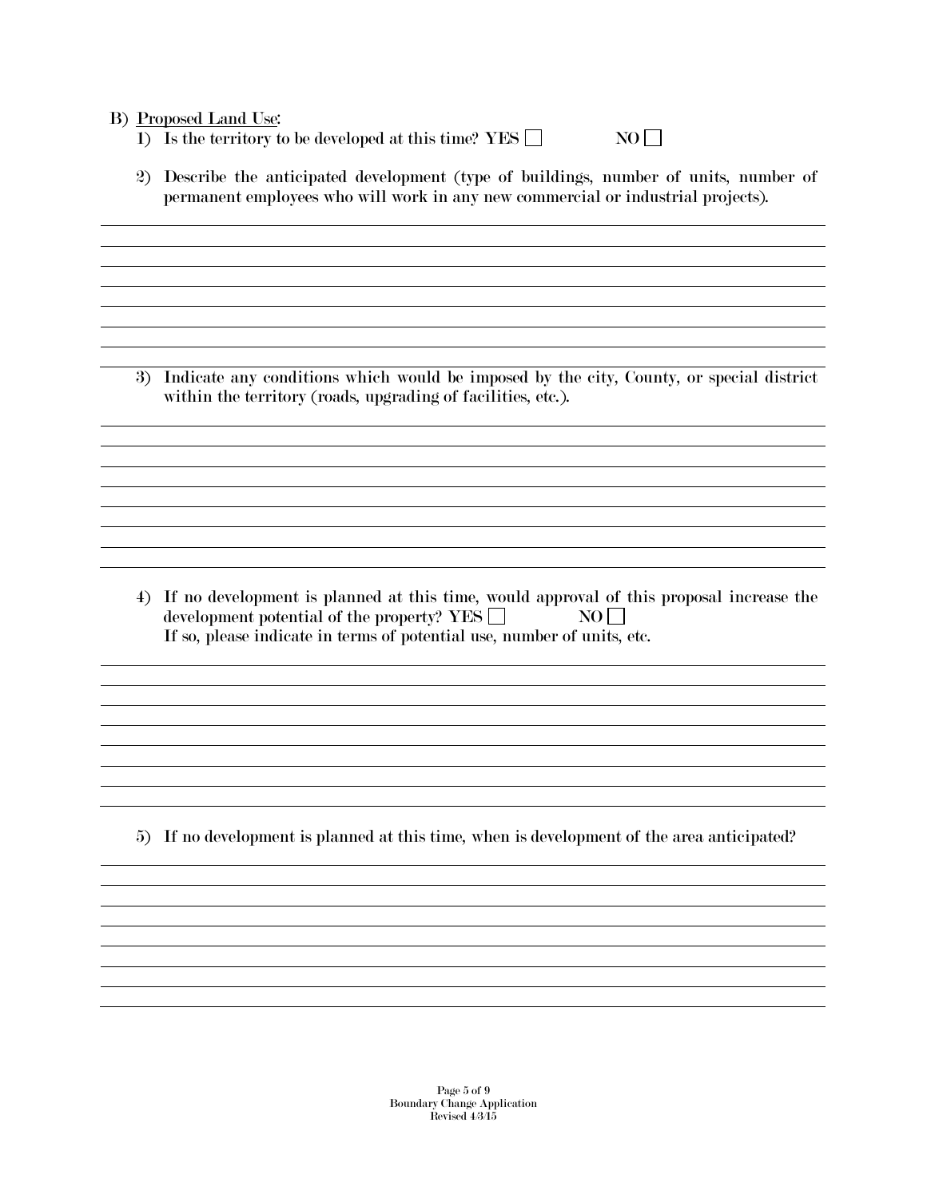B) Proposed Land Use:

1) Is the territory to be developed at this time? YES ☐ NO ☐

2) Describe the anticipated development (type of buildings, number of units, number of permanent employees who will work in any new commercial or industrial projects).

3) Indicate any conditions which would be imposed by the city, County, or special district within the territory (roads, upgrading of facilities, etc.).

4) If no development is planned at this time, would approval of this proposal increase the development potential of the property? YES ☐ NO ☐
If so, please indicate in terms of potential use, number of units, etc.

5) If no development is planned at this time, when is development of the area anticipated?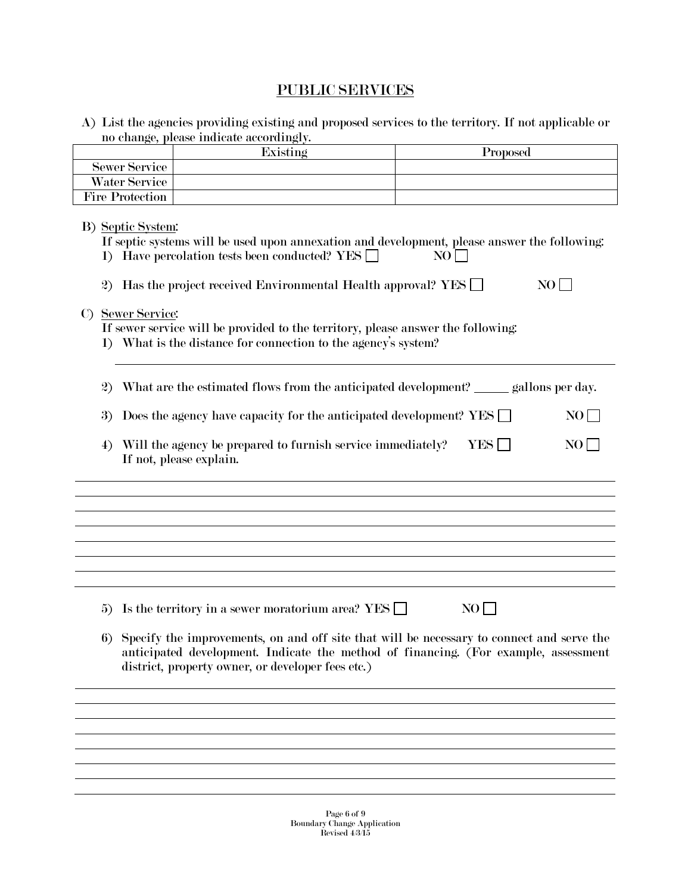# PUBLIC SERVICES

A) List the agencies providing existing and proposed services to the territory. If not applicable or no change, please indicate accordingly.

| | Existing | Proposed |
|---|---|---|
| Sewer Service | | |
| Water Service | | |
| Fire Protection | | |

B) Septic System:
If septic systems will be used upon annexation and development, please answer the following:

1) Have percolation tests been conducted? YES ☐ NO ☐

2) Has the project received Environmental Health approval? YES ☐ NO ☐

C) Sewer Service:
If sewer service will be provided to the territory, please answer the following:

1) What is the distance for connection to the agency's system?

_______________________________________________________________________________

2) What are the estimated flows from the anticipated development? ______ gallons per day.

3) Does the agency have capacity for the anticipated development? YES ☐ NO ☐

4) Will the agency be prepared to furnish service immediately? YES ☐ NO ☐
If not, please explain.

_______________________________________________________________________________
_______________________________________________________________________________
_______________________________________________________________________________
_______________________________________________________________________________
_______________________________________________________________________________
_______________________________________________________________________________
_______________________________________________________________________________

5) Is the territory in a sewer moratorium area? YES ☐ NO ☐

6) Specify the improvements, on and off site that will be necessary to connect and serve the anticipated development. Indicate the method of financing. (For example, assessment district, property owner, or developer fees etc.)

_______________________________________________________________________________
_______________________________________________________________________________
_______________________________________________________________________________
_______________________________________________________________________________
_______________________________________________________________________________
_______________________________________________________________________________
_______________________________________________________________________________
_______________________________________________________________________________

Boundary Change Application
Revised 4/3/15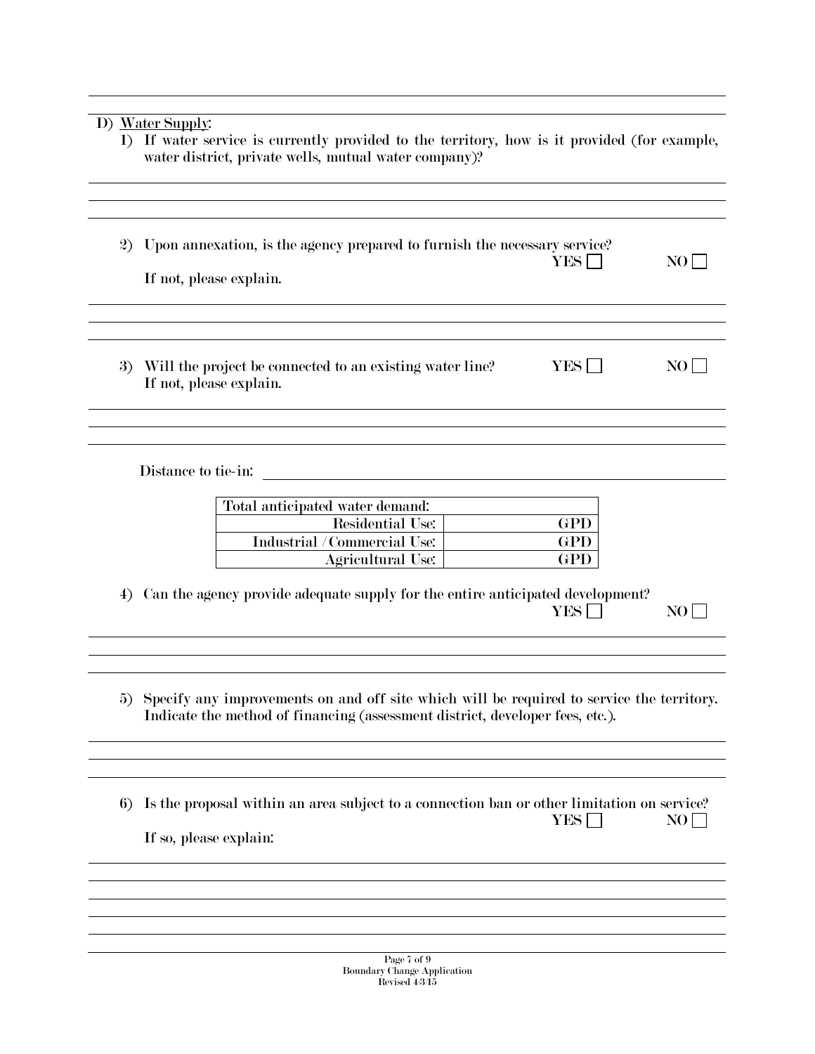D) Water Supply:

1) If water service is currently provided to the territory, how is it provided (for example, water district, private wells, mutual water company)?

2) Upon annexation, is the agency prepared to furnish the necessary service? YES ☐ NO ☐

If not, please explain.

3) Will the project be connected to an existing water line? YES ☐ NO ☐

If not, please explain.

Distance to tie-in: ______________________

| Total anticipated water demand: | |
|---|---|
| Residential Use: | GPD |
| Industrial / Commercial Use: | GPD |
| Agricultural Use: | GPD |

4) Can the agency provide adequate supply for the entire anticipated development? YES ☐ NO ☐

5) Specify any improvements on and off site which will be required to service the territory. Indicate the method of financing (assessment district, developer fees, etc.).

6) Is the proposal within an area subject to a connection ban or other limitation on service? YES ☐ NO ☐

If so, please explain:

Boundary Change Application
Revised 4/3/15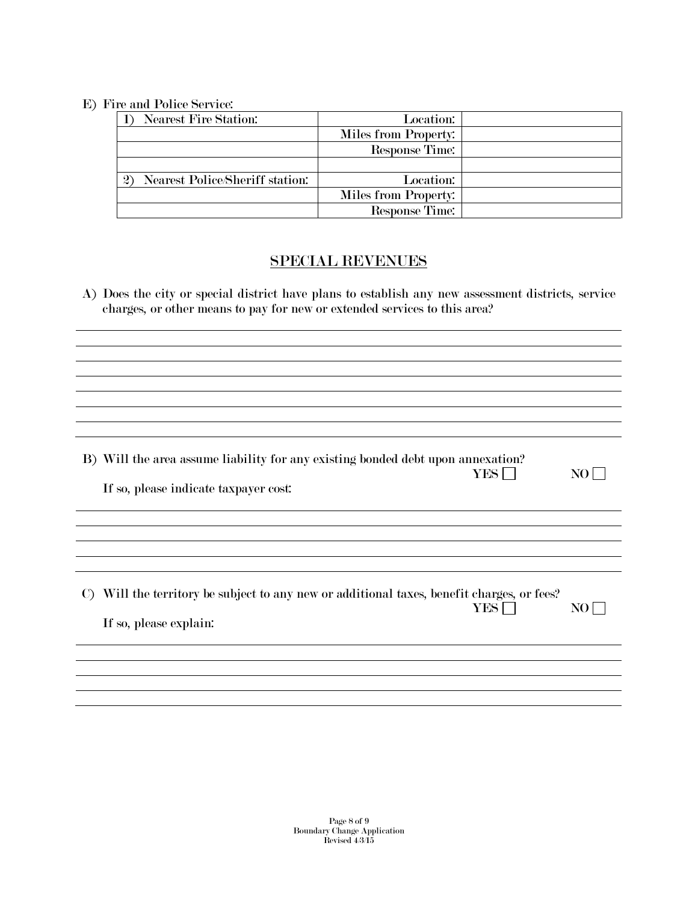E) Fire and Police Service:

| | | |
|---|---|---|
| 1) Nearest Fire Station: | Location: | |
| | Miles from Property: | |
| | Response Time: | |
| | | |
| 2) Nearest Police/Sheriff station: | Location: | |
| | Miles from Property: | |
| | Response Time: | |

## SPECIAL REVENUES

A) Does the city or special district have plans to establish any new assessment districts, service charges, or other means to pay for new or extended services to this area?

B) Will the area assume liability for any existing bonded debt upon annexation?

YES ☐ NO ☐

If so, please indicate taxpayer cost:

C) Will the territory be subject to any new or additional taxes, benefit charges, or fees?

YES ☐ NO ☐

If so, please explain: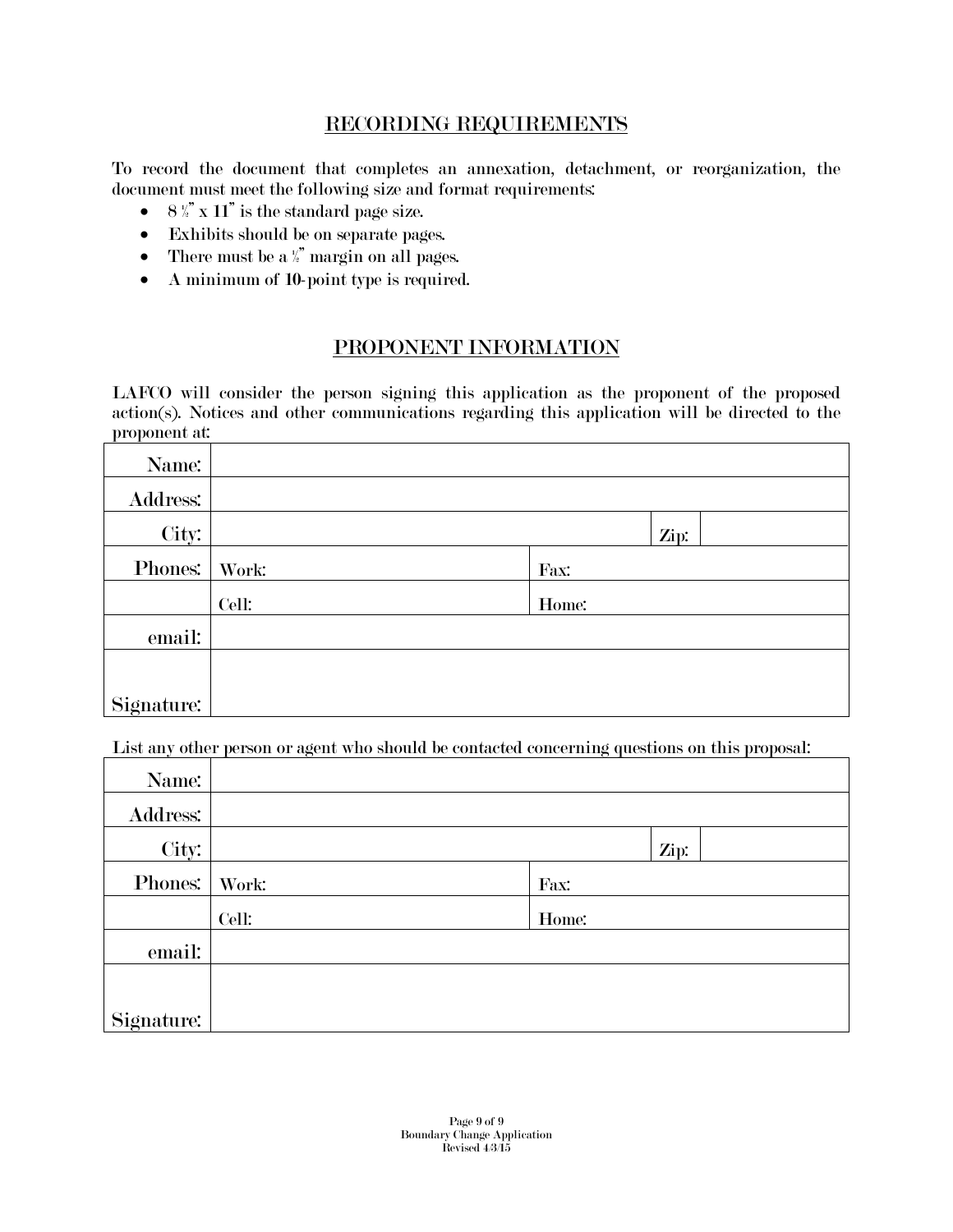## RECORDING REQUIREMENTS

To record the document that completes an annexation, detachment, or reorganization, the document must meet the following size and format requirements:

- 8 ½" x 11" is the standard page size.
- Exhibits should be on separate pages.
- There must be a ½" margin on all pages.
- A minimum of 10-point type is required.

## PROPONENT INFORMATION

LAFCO will consider the person signing this application as the proponent of the proposed action(s). Notices and other communications regarding this application will be directed to the proponent at:

| | | | |
|---|---|---|---|
| Name: | | | |
| Address: | | | |
| City: | | Zip: | |
| Phones: | Work: | Fax: | |
| | Cell: | Home: | |
| email: | | | |
| Signature: | | | |

List any other person or agent who should be contacted concerning questions on this proposal:

| | | | |
|---|---|---|---|
| Name: | | | |
| Address: | | | |
| City: | | Zip: | |
| Phones: | Work: | Fax: | |
| | Cell: | Home: | |
| email: | | | |
| Signature: | | | |